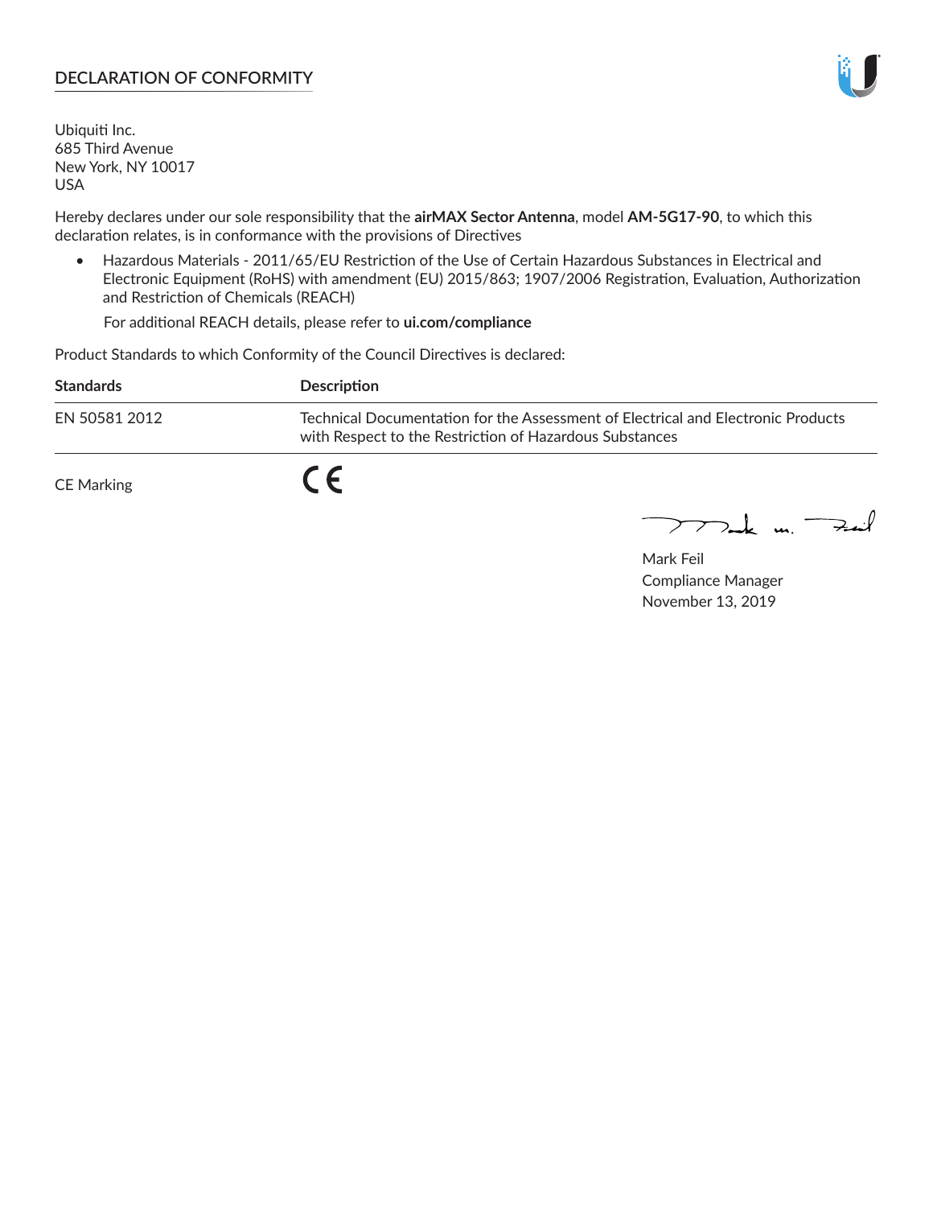## DECLARATION OF CONFORMITY

Ubiquiti Inc.
685 Third Avenue
New York, NY 10017
USA

Hereby declares under our sole responsibility that the **airMAX Sector Antenna**, model **AM-5G17-90**, to which this declaration relates, is in conformance with the provisions of Directives

- Hazardous Materials - 2011/65/EU Restriction of the Use of Certain Hazardous Substances in Electrical and Electronic Equipment (RoHS) with amendment (EU) 2015/863; 1907/2006 Registration, Evaluation, Authorization and Restriction of Chemicals (REACH)

  For additional REACH details, please refer to **ui.com/compliance**

Product Standards to which Conformity of the Council Directives is declared:

| Standards | Description |
| --- | --- |
| EN 50581 2012 | Technical Documentation for the Assessment of Electrical and Electronic Products with Respect to the Restriction of Hazardous Substances |

CE Marking CE

Mark Feil
Compliance Manager
November 13, 2019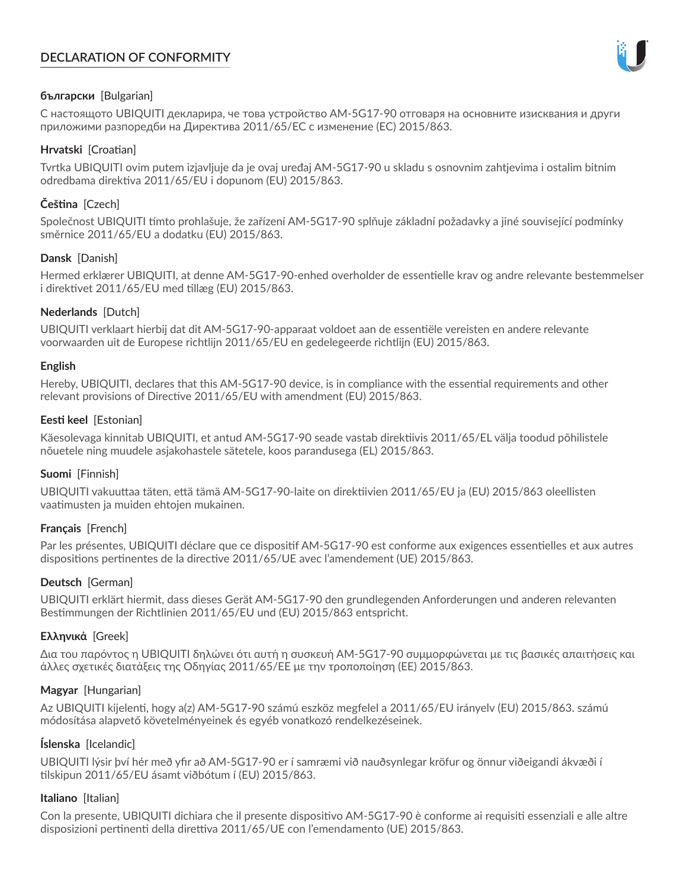# DECLARATION OF CONFORMITY

**български** [Bulgarian]

С настоящото UBIQUITI декларира, че това устройство AM-5G17-90 отговаря на основните изисквания и други приложими разпоредби на Директива 2011/65/ЕС с изменение (ЕС) 2015/863.

**Hrvatski** [Croatian]

Tvrtka UBIQUITI ovim putem izjavljuje da je ovaj uređaj AM-5G17-90 u skladu s osnovnim zahtjevima i ostalim bitnim odredbama direktiva 2011/65/EU i dopunom (EU) 2015/863.

**Čeština** [Czech]

Společnost UBIQUITI tímto prohlašuje, že zařízení AM-5G17-90 splňuje základní požadavky a jiné související podmínky směrnice 2011/65/EU a dodatku (EU) 2015/863.

**Dansk** [Danish]

Hermed erklærer UBIQUITI, at denne AM-5G17-90-enhed overholder de essentielle krav og andre relevante bestemmelser i direktivet 2011/65/EU med tillæg (EU) 2015/863.

**Nederlands** [Dutch]

UBIQUITI verklaart hierbij dat dit AM-5G17-90-apparaat voldoet aan de essentiële vereisten en andere relevante voorwaarden uit de Europese richtlijn 2011/65/EU en gedelegeerde richtlijn (EU) 2015/863.

**English**

Hereby, UBIQUITI, declares that this AM-5G17-90 device, is in compliance with the essential requirements and other relevant provisions of Directive 2011/65/EU with amendment (EU) 2015/863.

**Eesti keel** [Estonian]

Käesolevaga kinnitab UBIQUITI, et antud AM-5G17-90 seade vastab direktiivis 2011/65/EL välja toodud põhilistele nõuetele ning muudele asjakohastele sätetele, koos parandusega (EL) 2015/863.

**Suomi** [Finnish]

UBIQUITI vakuuttaa täten, että tämä AM-5G17-90-laite on direktiivien 2011/65/EU ja (EU) 2015/863 oleellisten vaatimusten ja muiden ehtojen mukainen.

**Français** [French]

Par les présentes, UBIQUITI déclare que ce dispositif AM-5G17-90 est conforme aux exigences essentielles et aux autres dispositions pertinentes de la directive 2011/65/UE avec l'amendement (UE) 2015/863.

**Deutsch** [German]

UBIQUITI erklärt hiermit, dass dieses Gerät AM-5G17-90 den grundlegenden Anforderungen und anderen relevanten Bestimmungen der Richtlinien 2011/65/EU und (EU) 2015/863 entspricht.

**Ελληνικά** [Greek]

Δια του παρόντος η UBIQUITI δηλώνει ότι αυτή η συσκευή AM-5G17-90 συμμορφώνεται με τις βασικές απαιτήσεις και άλλες σχετικές διατάξεις της Οδηγίας 2011/65/ΕΕ με την τροποποίηση (ΕΕ) 2015/863.

**Magyar** [Hungarian]

Az UBIQUITI kijelenti, hogy a(z) AM-5G17-90 számú eszköz megfelel a 2011/65/EU irányelv (EU) 2015/863. számú módosítása alapvető követelményeinek és egyéb vonatkozó rendelkezéseinek.

**Íslenska** [Icelandic]

UBIQUITI lýsir því hér með yfir að AM-5G17-90 er í samræmi við nauðsynlegar kröfur og önnur viðeigandi ákvæði í tilskipun 2011/65/EU ásamt viðbótum í (EU) 2015/863.

**Italiano** [Italian]

Con la presente, UBIQUITI dichiara che il presente dispositivo AM-5G17-90 è conforme ai requisiti essenziali e alle altre disposizioni pertinenti della direttiva 2011/65/UE con l'emendamento (UE) 2015/863.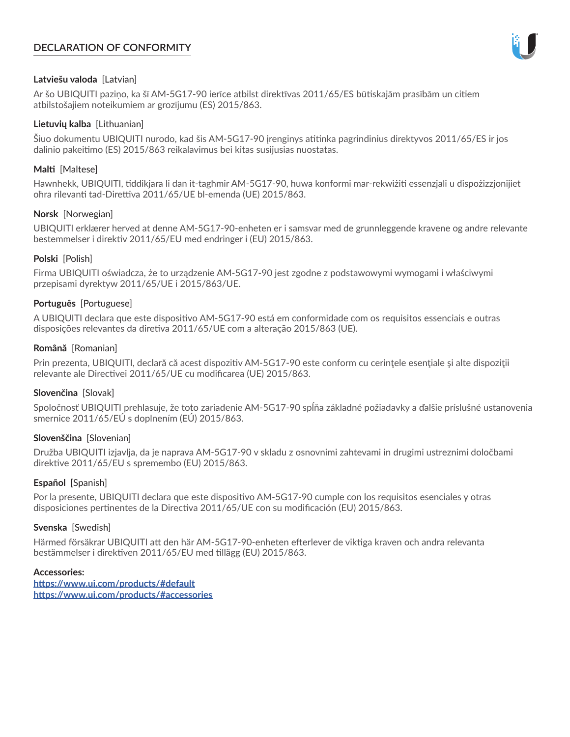# DECLARATION OF CONFORMITY

**Latviešu valoda** [Latvian]

Ar šo UBIQUITI paziņo, ka šī AM-5G17-90 ierīce atbilst direktīvas 2011/65/ES būtiskajām prasībām un citiem atbilstošajiem noteikumiem ar grozījumu (ES) 2015/863.

**Lietuvių kalba** [Lithuanian]

Šiuo dokumentu UBIQUITI nurodo, kad šis AM-5G17-90 įrenginys atitinka pagrindinius direktyvos 2011/65/ES ir jos dalinio pakeitimo (ES) 2015/863 reikalavimus bei kitas susijusias nuostatas.

**Malti** [Maltese]

Hawnhekk, UBIQUITI, tiddikjara li dan it-tagħmir AM-5G17-90, huwa konformi mar-rekwiżiti essenzjali u dispożizzjonijiet oħra rilevanti tad-Direttiva 2011/65/UE bl-emenda (UE) 2015/863.

**Norsk** [Norwegian]

UBIQUITI erklærer herved at denne AM-5G17-90-enheten er i samsvar med de grunnleggende kravene og andre relevante bestemmelser i direktiv 2011/65/EU med endringer i (EU) 2015/863.

**Polski** [Polish]

Firma UBIQUITI oświadcza, że to urządzenie AM-5G17-90 jest zgodne z podstawowymi wymogami i właściwymi przepisami dyrektyw 2011/65/UE i 2015/863/UE.

**Português** [Portuguese]

A UBIQUITI declara que este dispositivo AM-5G17-90 está em conformidade com os requisitos essenciais e outras disposições relevantes da diretiva 2011/65/UE com a alteração 2015/863 (UE).

**Română** [Romanian]

Prin prezenta, UBIQUITI, declară că acest dispozitiv AM-5G17-90 este conform cu cerinţele esenţiale şi alte dispoziţii relevante ale Directivei 2011/65/UE cu modificarea (UE) 2015/863.

**Slovenčina** [Slovak]

Spoločnosť UBIQUITI prehlasuje, že toto zariadenie AM-5G17-90 spĺňa základné požiadavky a ďalšie príslušné ustanovenia smernice 2011/65/EÚ s doplnením (EÚ) 2015/863.

**Slovenščina** [Slovenian]

Družba UBIQUITI izjavlja, da je naprava AM-5G17-90 v skladu z osnovnimi zahtevami in drugimi ustreznimi določbami direktive 2011/65/EU s spremembo (EU) 2015/863.

**Español** [Spanish]

Por la presente, UBIQUITI declara que este dispositivo AM-5G17-90 cumple con los requisitos esenciales y otras disposiciones pertinentes de la Directiva 2011/65/UE con su modificación (EU) 2015/863.

**Svenska** [Swedish]

Härmed försäkrar UBIQUITI att den här AM-5G17-90-enheten efterlever de viktiga kraven och andra relevanta bestämmelser i direktiven 2011/65/EU med tillägg (EU) 2015/863.

**Accessories:**
**https://www.ui.com/products/#default**
**https://www.ui.com/products/#accessories**